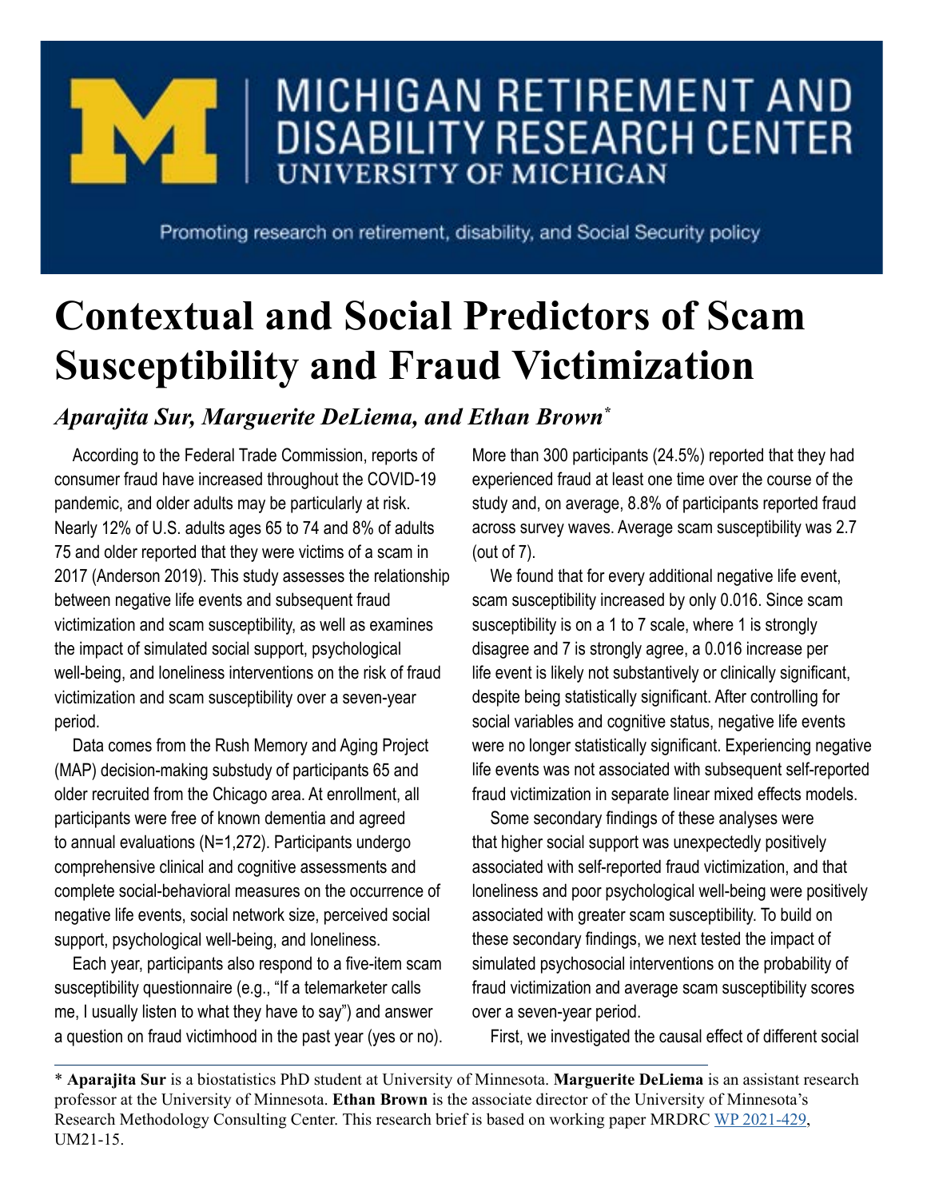MICHIGAN RETIREMENT AND DISABILITY RESEARCH CENTER
UNIVERSITY OF MICHIGAN

Promoting research on retirement, disability, and Social Security policy

# Contextual and Social Predictors of Scam Susceptibility and Fraud Victimization

*Aparajita Sur, Marguerite DeLiema, and Ethan Brown**

According to the Federal Trade Commission, reports of consumer fraud have increased throughout the COVID-19 pandemic, and older adults may be particularly at risk. Nearly 12% of U.S. adults ages 65 to 74 and 8% of adults 75 and older reported that they were victims of a scam in 2017 (Anderson 2019). This study assesses the relationship between negative life events and subsequent fraud victimization and scam susceptibility, as well as examines the impact of simulated social support, psychological well-being, and loneliness interventions on the risk of fraud victimization and scam susceptibility over a seven-year period.

Data comes from the Rush Memory and Aging Project (MAP) decision-making substudy of participants 65 and older recruited from the Chicago area. At enrollment, all participants were free of known dementia and agreed to annual evaluations (N=1,272). Participants undergo comprehensive clinical and cognitive assessments and complete social-behavioral measures on the occurrence of negative life events, social network size, perceived social support, psychological well-being, and loneliness.

Each year, participants also respond to a five-item scam susceptibility questionnaire (e.g., "If a telemarketer calls me, I usually listen to what they have to say") and answer a question on fraud victimhood in the past year (yes or no). More than 300 participants (24.5%) reported that they had experienced fraud at least one time over the course of the study and, on average, 8.8% of participants reported fraud across survey waves. Average scam susceptibility was 2.7 (out of 7).

We found that for every additional negative life event, scam susceptibility increased by only 0.016. Since scam susceptibility is on a 1 to 7 scale, where 1 is strongly disagree and 7 is strongly agree, a 0.016 increase per life event is likely not substantively or clinically significant, despite being statistically significant. After controlling for social variables and cognitive status, negative life events were no longer statistically significant. Experiencing negative life events was not associated with subsequent self-reported fraud victimization in separate linear mixed effects models.

Some secondary findings of these analyses were that higher social support was unexpectedly positively associated with self-reported fraud victimization, and that loneliness and poor psychological well-being were positively associated with greater scam susceptibility. To build on these secondary findings, we next tested the impact of simulated psychosocial interventions on the probability of fraud victimization and average scam susceptibility scores over a seven-year period.

First, we investigated the causal effect of different social

---

* **Aparajita Sur** is a biostatistics PhD student at University of Minnesota. **Marguerite DeLiema** is an assistant research professor at the University of Minnesota. **Ethan Brown** is the associate director of the University of Minnesota's Research Methodology Consulting Center. This research brief is based on working paper MRDRC WP 2021-429, UM21-15.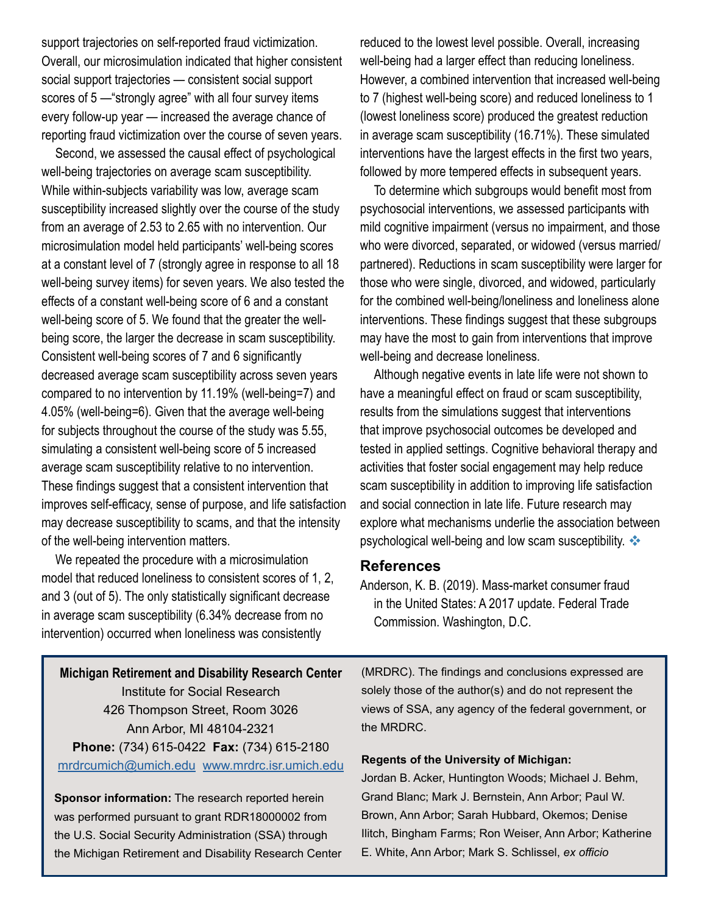support trajectories on self-reported fraud victimization. Overall, our microsimulation indicated that higher consistent social support trajectories — consistent social support scores of 5 —"strongly agree" with all four survey items every follow-up year — increased the average chance of reporting fraud victimization over the course of seven years.

Second, we assessed the causal effect of psychological well-being trajectories on average scam susceptibility. While within-subjects variability was low, average scam susceptibility increased slightly over the course of the study from an average of 2.53 to 2.65 with no intervention. Our microsimulation model held participants' well-being scores at a constant level of 7 (strongly agree in response to all 18 well-being survey items) for seven years. We also tested the effects of a constant well-being score of 6 and a constant well-being score of 5. We found that the greater the well-being score, the larger the decrease in scam susceptibility. Consistent well-being scores of 7 and 6 significantly decreased average scam susceptibility across seven years compared to no intervention by 11.19% (well-being=7) and 4.05% (well-being=6). Given that the average well-being for subjects throughout the course of the study was 5.55, simulating a consistent well-being score of 5 increased average scam susceptibility relative to no intervention. These findings suggest that a consistent intervention that improves self-efficacy, sense of purpose, and life satisfaction may decrease susceptibility to scams, and that the intensity of the well-being intervention matters.

We repeated the procedure with a microsimulation model that reduced loneliness to consistent scores of 1, 2, and 3 (out of 5). The only statistically significant decrease in average scam susceptibility (6.34% decrease from no intervention) occurred when loneliness was consistently reduced to the lowest level possible. Overall, increasing well-being had a larger effect than reducing loneliness. However, a combined intervention that increased well-being to 7 (highest well-being score) and reduced loneliness to 1 (lowest loneliness score) produced the greatest reduction in average scam susceptibility (16.71%). These simulated interventions have the largest effects in the first two years, followed by more tempered effects in subsequent years.

To determine which subgroups would benefit most from psychosocial interventions, we assessed participants with mild cognitive impairment (versus no impairment, and those who were divorced, separated, or widowed (versus married/partnered). Reductions in scam susceptibility were larger for those who were single, divorced, and widowed, particularly for the combined well-being/loneliness and loneliness alone interventions. These findings suggest that these subgroups may have the most to gain from interventions that improve well-being and decrease loneliness.

Although negative events in late life were not shown to have a meaningful effect on fraud or scam susceptibility, results from the simulations suggest that interventions that improve psychosocial outcomes be developed and tested in applied settings. Cognitive behavioral therapy and activities that foster social engagement may help reduce scam susceptibility in addition to improving life satisfaction and social connection in late life. Future research may explore what mechanisms underlie the association between psychological well-being and low scam susceptibility. ❖

## References

Anderson, K. B. (2019). Mass-market consumer fraud in the United States: A 2017 update. Federal Trade Commission. Washington, D.C.

---

**Michigan Retirement and Disability Research Center**
Institute for Social Research
426 Thompson Street, Room 3026
Ann Arbor, MI 48104-2321
**Phone:** (734) 615-0422 **Fax:** (734) 615-2180
mrdrcumich@umich.edu www.mrdrc.isr.umich.edu

**Sponsor information:** The research reported herein was performed pursuant to grant RDR18000002 from the U.S. Social Security Administration (SSA) through the Michigan Retirement and Disability Research Center (MRDRC). The findings and conclusions expressed are solely those of the author(s) and do not represent the views of SSA, any agency of the federal government, or the MRDRC.

**Regents of the University of Michigan:**
Jordan B. Acker, Huntington Woods; Michael J. Behm, Grand Blanc; Mark J. Bernstein, Ann Arbor; Paul W. Brown, Ann Arbor; Sarah Hubbard, Okemos; Denise Ilitch, Bingham Farms; Ron Weiser, Ann Arbor; Katherine E. White, Ann Arbor; Mark S. Schlissel, *ex officio*